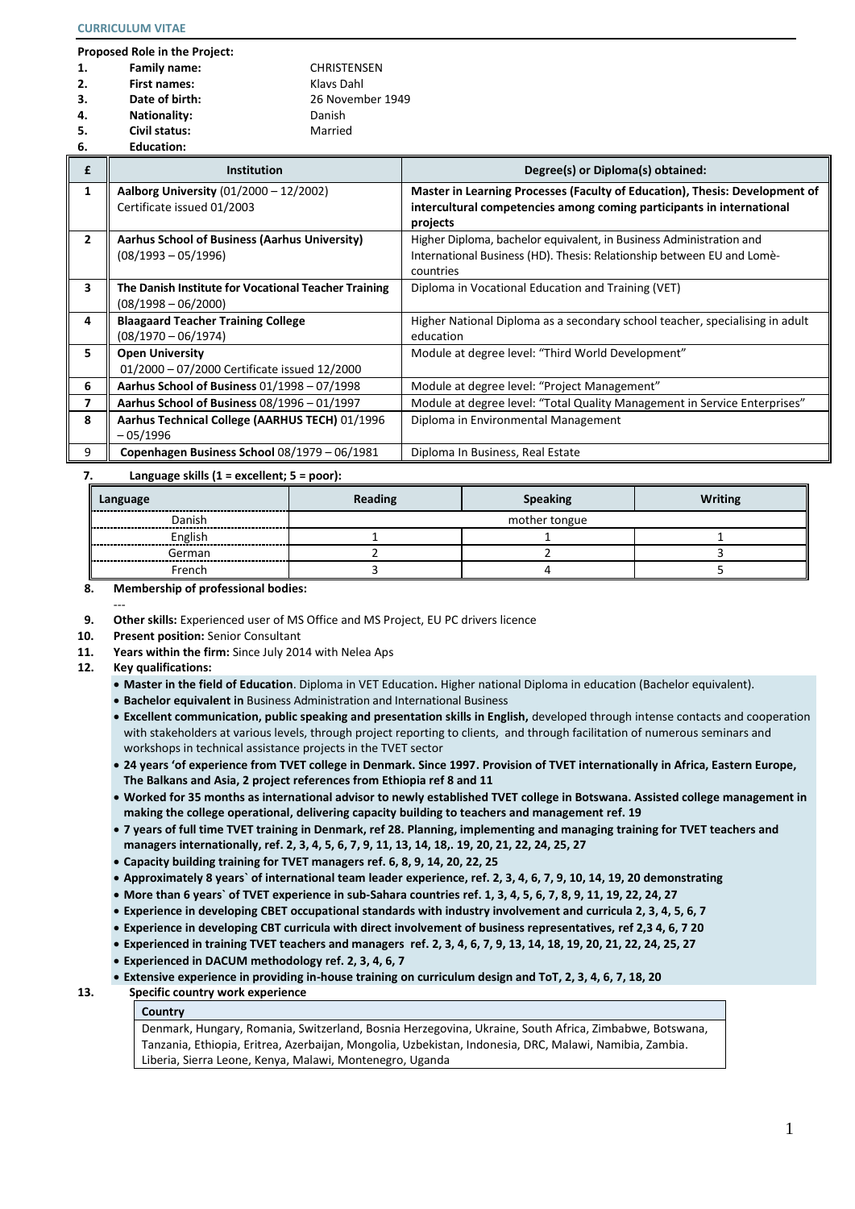**CURRICULUM VITAE**

**Proposed Role in the Project:**

1. **Family name:** CHRISTENSEN
2. **First names:** Klavs Dahl
3. **Date of birth:** 26 November 1949
4. **Nationality:** Danish
5. **Civil status:** Married
6. **Education:**

| £ | Institution | Degree(s) or Diploma(s) obtained: |
|---|---|---|
| **1** | **Aalborg University** (01/2000 – 12/2002) Certificate issued 01/2003 | **Master in Learning Processes (Faculty of Education), Thesis: Development of intercultural competencies among coming participants in international projects** |
| **2** | **Aarhus School of Business (Aarhus University)** (08/1993 – 05/1996) | Higher Diploma, bachelor equivalent, in Business Administration and International Business (HD). Thesis: Relationship between EU and Lomè-countries |
| **3** | **The Danish Institute for Vocational Teacher Training** (08/1998 – 06/2000) | Diploma in Vocational Education and Training (VET) |
| **4** | **Blaagaard Teacher Training College** (08/1970 – 06/1974) | Higher National Diploma as a secondary school teacher, specialising in adult education |
| **5** | **Open University** 01/2000 – 07/2000 Certificate issued 12/2000 | Module at degree level: "Third World Development" |
| **6** | **Aarhus School of Business** 01/1998 – 07/1998 | Module at degree level: "Project Management" |
| **7** | **Aarhus School of Business** 08/1996 – 01/1997 | Module at degree level: "Total Quality Management in Service Enterprises" |
| **8** | **Aarhus Technical College (AARHUS TECH)** 01/1996 – 05/1996 | Diploma in Environmental Management |
| 9 | **Copenhagen Business School** 08/1979 – 06/1981 | Diploma In Business, Real Estate |

7. **Language skills (1 = excellent; 5 = poor):**

| Language | Reading | Speaking | Writing |
|---|---|---|---|
| Danish | mother tongue | | |
| English | 1 | 1 | 1 |
| German | 2 | 2 | 3 |
| French | 3 | 4 | 5 |

8. **Membership of professional bodies:**
   ---
9. **Other skills:** Experienced user of MS Office and MS Project, EU PC drivers licence
10. **Present position:** Senior Consultant
11. **Years within the firm:** Since July 2014 with Nelea Aps
12. **Key qualifications:**

- **Master in the field of Education**. Diploma in VET Education**.** Higher national Diploma in education (Bachelor equivalent).
- **Bachelor equivalent in** Business Administration and International Business
- **Excellent communication, public speaking and presentation skills in English,** developed through intense contacts and cooperation with stakeholders at various levels, through project reporting to clients, and through facilitation of numerous seminars and workshops in technical assistance projects in the TVET sector
- **24 years 'of experience from TVET college in Denmark. Since 1997. Provision of TVET internationally in Africa, Eastern Europe, The Balkans and Asia, 2 project references from Ethiopia ref 8 and 11**
- **Worked for 35 months as international advisor to newly established TVET college in Botswana. Assisted college management in making the college operational, delivering capacity building to teachers and management ref. 19**
- **7 years of full time TVET training in Denmark, ref 28. Planning, implementing and managing training for TVET teachers and managers internationally, ref. 2, 3, 4, 5, 6, 7, 9, 11, 13, 14, 18,. 19, 20, 21, 22, 24, 25, 27**
- **Capacity building training for TVET managers ref. 6, 8, 9, 14, 20, 22, 25**
- **Approximately 8 years` of international team leader experience, ref. 2, 3, 4, 6, 7, 9, 10, 14, 19, 20 demonstrating**
- **More than 6 years` of TVET experience in sub-Sahara countries ref. 1, 3, 4, 5, 6, 7, 8, 9, 11, 19, 22, 24, 27**
- **Experience in developing CBET occupational standards with industry involvement and curricula 2, 3, 4, 5, 6, 7**
- **Experience in developing CBT curricula with direct involvement of business representatives, ref 2,3 4, 6, 7 20**
- **Experienced in training TVET teachers and managers ref. 2, 3, 4, 6, 7, 9, 13, 14, 18, 19, 20, 21, 22, 24, 25, 27**
- **Experienced in DACUM methodology ref. 2, 3, 4, 6, 7**
- **Extensive experience in providing in-house training on curriculum design and ToT, 2, 3, 4, 6, 7, 18, 20**

13. **Specific country work experience**

| Country |
|---|
| Denmark, Hungary, Romania, Switzerland, Bosnia Herzegovina, Ukraine, South Africa, Zimbabwe, Botswana, Tanzania, Ethiopia, Eritrea, Azerbaijan, Mongolia, Uzbekistan, Indonesia, DRC, Malawi, Namibia, Zambia. Liberia, Sierra Leone, Kenya, Malawi, Montenegro, Uganda |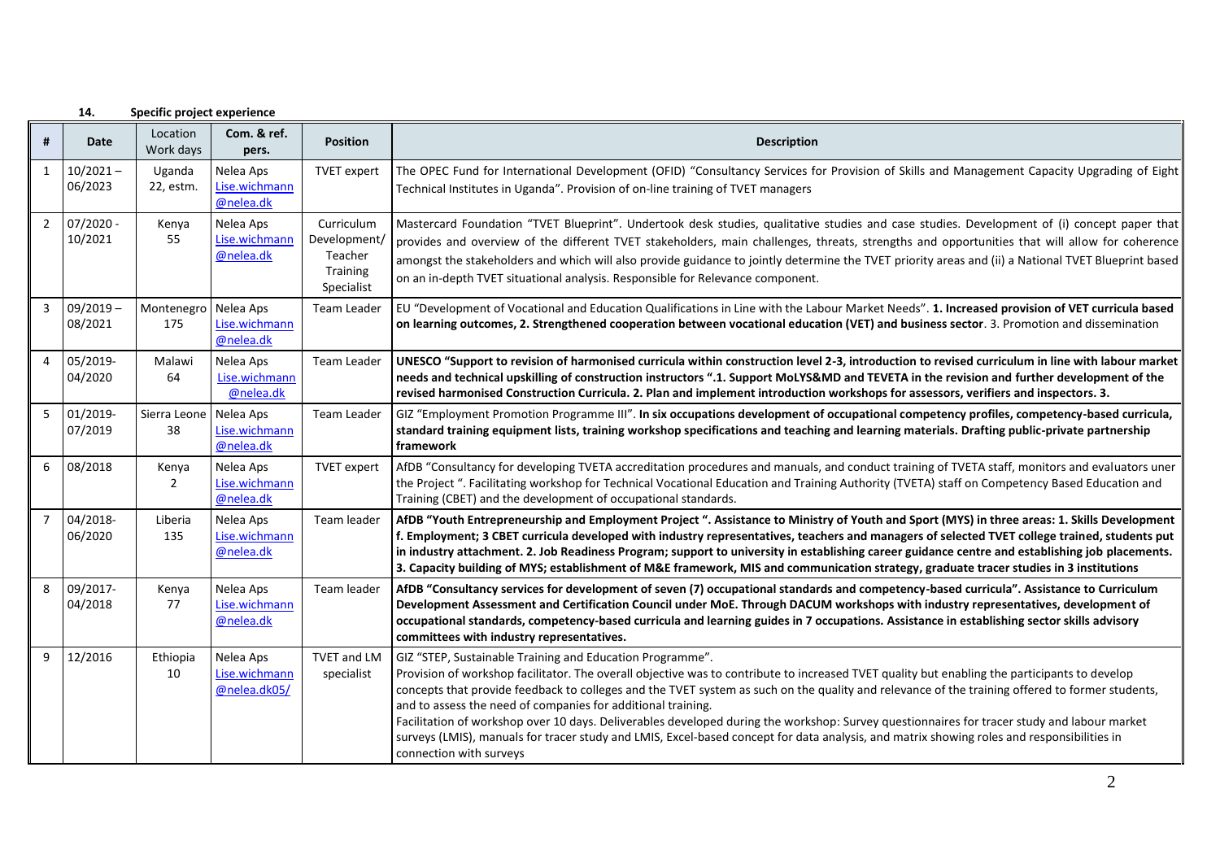**14. Specific project experience**

| # | Date | Location Work days | Com. & ref. pers. | Position | Description |
|---|---|---|---|---|---|
| 1 | 10/2021 – 06/2023 | Uganda 22, estm. | Nelea Aps Lise.wichmann@nelea.dk | TVET expert | The OPEC Fund for International Development (OFID) "Consultancy Services for Provision of Skills and Management Capacity Upgrading of Eight Technical Institutes in Uganda". Provision of on-line training of TVET managers |
| 2 | 07/2020 - 10/2021 | Kenya 55 | Nelea Aps Lise.wichmann@nelea.dk | Curriculum Development/ Teacher Training Specialist | Mastercard Foundation "TVET Blueprint". Undertook desk studies, qualitative studies and case studies. Development of (i) concept paper that provides and overview of the different TVET stakeholders, main challenges, threats, strengths and opportunities that will allow for coherence amongst the stakeholders and which will also provide guidance to jointly determine the TVET priority areas and (ii) a National TVET Blueprint based on an in-depth TVET situational analysis. Responsible for Relevance component. |
| 3 | 09/2019 – 08/2021 | Montenegro 175 | Nelea Aps Lise.wichmann@nelea.dk | Team Leader | EU "Development of Vocational and Education Qualifications in Line with the Labour Market Needs". **1. Increased provision of VET curricula based on learning outcomes, 2. Strengthened cooperation between vocational education (VET) and business sector**. 3. Promotion and dissemination |
| 4 | 05/2019- 04/2020 | Malawi 64 | Nelea Aps Lise.wichmann@nelea.dk | Team Leader | **UNESCO "Support to revision of harmonised curricula within construction level 2-3, introduction to revised curriculum in line with labour market needs and technical upskilling of construction instructors ".1. Support MoLYS&MD and TEVETA in the revision and further development of the revised harmonised Construction Curricula. 2. Plan and implement introduction workshops for assessors, verifiers and inspectors. 3.** |
| 5 | 01/2019- 07/2019 | Sierra Leone 38 | Nelea Aps Lise.wichmann@nelea.dk | Team Leader | GIZ "Employment Promotion Programme III". **In six occupations development of occupational competency profiles, competency-based curricula, standard training equipment lists, training workshop specifications and teaching and learning materials. Drafting public-private partnership framework** |
| 6 | 08/2018 | Kenya 2 | Nelea Aps Lise.wichmann@nelea.dk | TVET expert | AfDB "Consultancy for developing TVETA accreditation procedures and manuals, and conduct training of TVETA staff, monitors and evaluators uner the Project ". Facilitating workshop for Technical Vocational Education and Training Authority (TVETA) staff on Competency Based Education and Training (CBET) and the development of occupational standards. |
| 7 | 04/2018- 06/2020 | Liberia 135 | Nelea Aps Lise.wichmann@nelea.dk | Team leader | **AfDB "Youth Entrepreneurship and Employment Project ". Assistance to Ministry of Youth and Sport (MYS) in three areas: 1. Skills Development f. Employment; 3 CBET curricula developed with industry representatives, teachers and managers of selected TVET college trained, students put in industry attachment. 2. Job Readiness Program; support to university in establishing career guidance centre and establishing job placements. 3. Capacity building of MYS; establishment of M&E framework, MIS and communication strategy, graduate tracer studies in 3 institutions** |
| 8 | 09/2017- 04/2018 | Kenya 77 | Nelea Aps Lise.wichmann@nelea.dk | Team leader | **AfDB "Consultancy services for development of seven (7) occupational standards and competency-based curricula". Assistance to Curriculum Development Assessment and Certification Council under MoE. Through DACUM workshops with industry representatives, development of occupational standards, competency-based curricula and learning guides in 7 occupations. Assistance in establishing sector skills advisory committees with industry representatives.** |
| 9 | 12/2016 | Ethiopia 10 | Nelea Aps Lise.wichmann@nelea.dk05/ | TVET and LM specialist | GIZ "STEP, Sustainable Training and Education Programme".<br>Provision of workshop facilitator. The overall objective was to contribute to increased TVET quality but enabling the participants to develop concepts that provide feedback to colleges and the TVET system as such on the quality and relevance of the training offered to former students, and to assess the need of companies for additional training.<br>Facilitation of workshop over 10 days. Deliverables developed during the workshop: Survey questionnaires for tracer study and labour market surveys (LMIS), manuals for tracer study and LMIS, Excel-based concept for data analysis, and matrix showing roles and responsibilities in connection with surveys |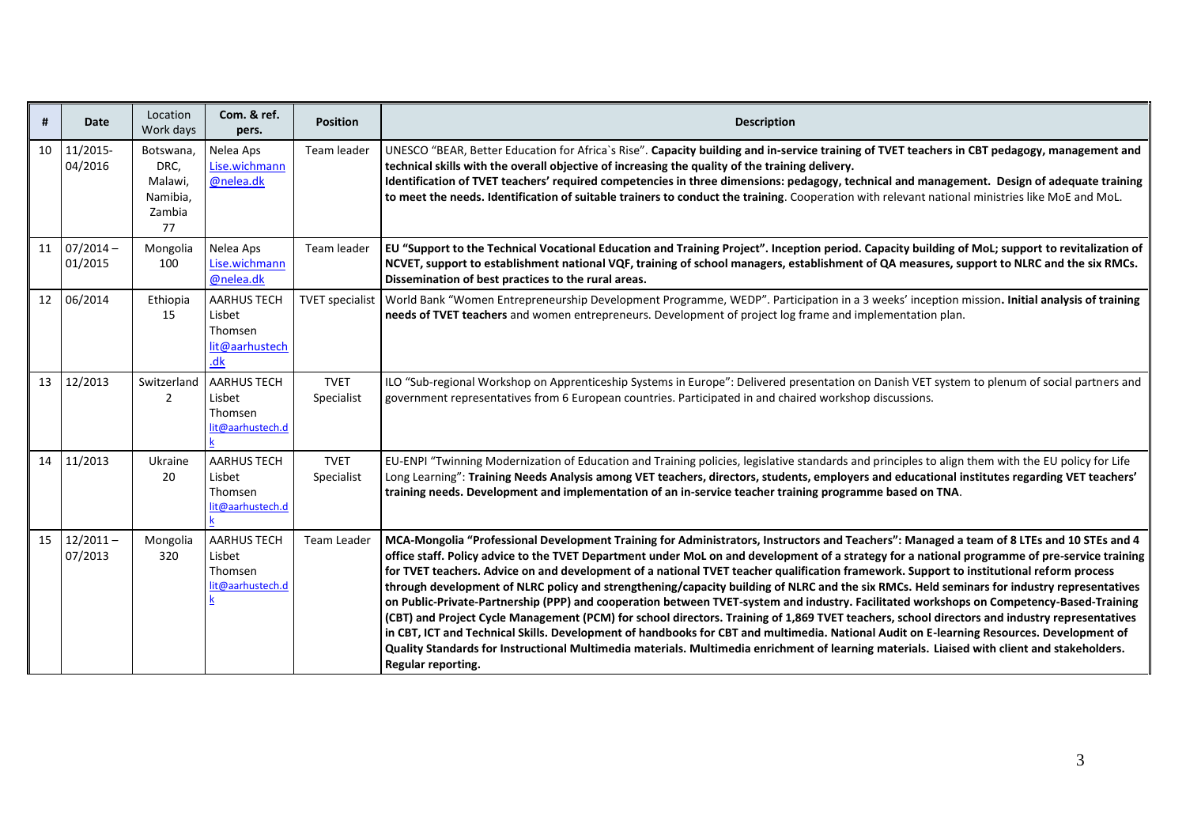| # | Date | Location Work days | Com. & ref. pers. | Position | Description |
|---|---|---|---|---|---|
| 10 | 11/2015-04/2016 | Botswana, DRC, Malawi, Namibia, Zambia 77 | Nelea Aps Lise.wichmann@nelea.dk | Team leader | UNESCO "BEAR, Better Education for Africa`s Rise". **Capacity building and in-service training of TVET teachers in CBT pedagogy, management and technical skills with the overall objective of increasing the quality of the training delivery. Identification of TVET teachers' required competencies in three dimensions: pedagogy, technical and management. Design of adequate training to meet the needs. Identification of suitable trainers to conduct the training**. Cooperation with relevant national ministries like MoE and MoL. |
| 11 | 07/2014 – 01/2015 | Mongolia 100 | Nelea Aps Lise.wichmann@nelea.dk | Team leader | **EU "Support to the Technical Vocational Education and Training Project". Inception period. Capacity building of MoL; support to revitalization of NCVET, support to establishment national VQF, training of school managers, establishment of QA measures, support to NLRC and the six RMCs. Dissemination of best practices to the rural areas.** |
| 12 | 06/2014 | Ethiopia 15 | AARHUS TECH Lisbet Thomsen lit@aarhustech.dk | TVET specialist | World Bank "Women Entrepreneurship Development Programme, WEDP". Participation in a 3 weeks' inception mission**. Initial analysis of training needs of TVET teachers** and women entrepreneurs. Development of project log frame and implementation plan. |
| 13 | 12/2013 | Switzerland 2 | AARHUS TECH Lisbet Thomsen lit@aarhustech.dk | TVET Specialist | ILO "Sub-regional Workshop on Apprenticeship Systems in Europe": Delivered presentation on Danish VET system to plenum of social partners and government representatives from 6 European countries. Participated in and chaired workshop discussions. |
| 14 | 11/2013 | Ukraine 20 | AARHUS TECH Lisbet Thomsen lit@aarhustech.dk | TVET Specialist | EU-ENPI "Twinning Modernization of Education and Training policies, legislative standards and principles to align them with the EU policy for Life Long Learning": **Training Needs Analysis among VET teachers, directors, students, employers and educational institutes regarding VET teachers' training needs. Development and implementation of an in-service teacher training programme based on TNA**. |
| 15 | 12/2011 – 07/2013 | Mongolia 320 | AARHUS TECH Lisbet Thomsen lit@aarhustech.dk | Team Leader | **MCA-Mongolia "Professional Development Training for Administrators, Instructors and Teachers": Managed a team of 8 LTEs and 10 STEs and 4 office staff. Policy advice to the TVET Department under MoL on and development of a strategy for a national programme of pre-service training for TVET teachers. Advice on and development of a national TVET teacher qualification framework. Support to institutional reform process through development of NLRC policy and strengthening/capacity building of NLRC and the six RMCs. Held seminars for industry representatives on Public-Private-Partnership (PPP) and cooperation between TVET-system and industry. Facilitated workshops on Competency-Based-Training (CBT) and Project Cycle Management (PCM) for school directors. Training of 1,869 TVET teachers, school directors and industry representatives in CBT, ICT and Technical Skills. Development of handbooks for CBT and multimedia. National Audit on E-learning Resources. Development of Quality Standards for Instructional Multimedia materials. Multimedia enrichment of learning materials. Liaised with client and stakeholders. Regular reporting.** |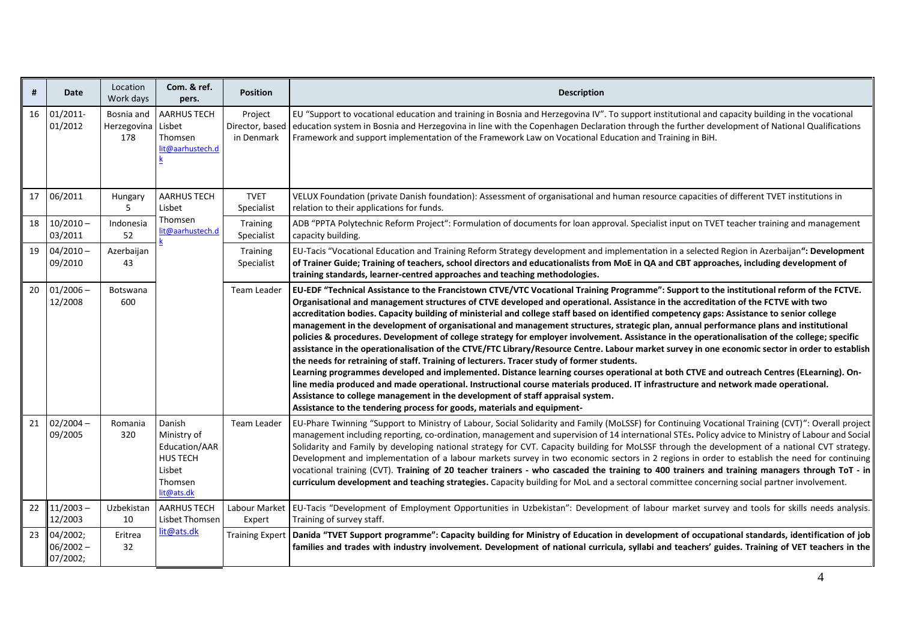| # | Date | Location Work days | Com. & ref. pers. | Position | Description |
|---|---|---|---|---|---|
| 16 | 01/2011-01/2012 | Bosnia and Herzegovina 178 | AARHUS TECH Lisbet Thomsen lit@aarhustech.dk | Project Director, based in Denmark | EU "Support to vocational education and training in Bosnia and Herzegovina IV". To support institutional and capacity building in the vocational education system in Bosnia and Herzegovina in line with the Copenhagen Declaration through the further development of National Qualifications Framework and support implementation of the Framework Law on Vocational Education and Training in BiH. |
| 17 | 06/2011 | Hungary 5 | AARHUS TECH Lisbet Thomsen lit@aarhustech.dk | TVET Specialist | VELUX Foundation (private Danish foundation): Assessment of organisational and human resource capacities of different TVET institutions in relation to their applications for funds. |
| 18 | 10/2010 – 03/2011 | Indonesia 52 | | Training Specialist | ADB "PPTA Polytechnic Reform Project": Formulation of documents for loan approval. Specialist input on TVET teacher training and management capacity building. |
| 19 | 04/2010 – 09/2010 | Azerbaijan 43 | | Training Specialist | EU-Tacis "Vocational Education and Training Reform Strategy development and implementation in a selected Region in Azerbaijan**": Development of Trainer Guide; Training of teachers, school directors and educationalists from MoE in QA and CBT approaches, including development of training standards, learner-centred approaches and teaching methodologies.** |
| 20 | 01/2006 – 12/2008 | Botswana 600 | | Team Leader | **EU-EDF "Technical Assistance to the Francistown CTVE/VTC Vocational Training Programme": Support to the institutional reform of the FCTVE. Organisational and management structures of CTVE developed and operational. Assistance in the accreditation of the FCTVE with two accreditation bodies. Capacity building of ministerial and college staff based on identified competency gaps: Assistance to senior college management in the development of organisational and management structures, strategic plan, annual performance plans and institutional policies & procedures. Development of college strategy for employer involvement. Assistance in the operationalisation of the college; specific assistance in the operationalisation of the CTVE/FTC Library/Resource Centre. Labour market survey in one economic sector in order to establish the needs for retraining of staff. Training of lecturers. Tracer study of former students.** **Learning programmes developed and implemented. Distance learning courses operational at both CTVE and outreach Centres (ELearning). On-line media produced and made operational. Instructional course materials produced. IT infrastructure and network made operational.** **Assistance to college management in the development of staff appraisal system.** **Assistance to the tendering process for goods, materials and equipment-** |
| 21 | 02/2004 – 09/2005 | Romania 320 | Danish Ministry of Education/AARHUS TECH Lisbet Thomsen lit@ats.dk | Team Leader | EU-Phare Twinning "Support to Ministry of Labour, Social Solidarity and Family (MoLSSF) for Continuing Vocational Training (CVT)": Overall project management including reporting, co-ordination, management and supervision of 14 international STEs**.** Policy advice to Ministry of Labour and Social Solidarity and Family by developing national strategy for CVT. Capacity building for MoLSSF through the development of a national CVT strategy. Development and implementation of a labour markets survey in two economic sectors in 2 regions in order to establish the need for continuing vocational training (CVT). **Training of 20 teacher trainers - who cascaded the training to 400 trainers and training managers through ToT - in curriculum development and teaching strategies.** Capacity building for MoL and a sectoral committee concerning social partner involvement. |
| 22 | 11/2003 – 12/2003 | Uzbekistan 10 | AARHUS TECH Lisbet Thomsen lit@ats.dk | Labour Market Expert | EU-Tacis "Development of Employment Opportunities in Uzbekistan": Development of labour market survey and tools for skills needs analysis. Training of survey staff. |
| 23 | 04/2002; 06/2002 – 07/2002; | Eritrea 32 | | Training Expert | **Danida "TVET Support programme": Capacity building for Ministry of Education in development of occupational standards, identification of job families and trades with industry involvement. Development of national curricula, syllabi and teachers' guides. Training of VET teachers in the** |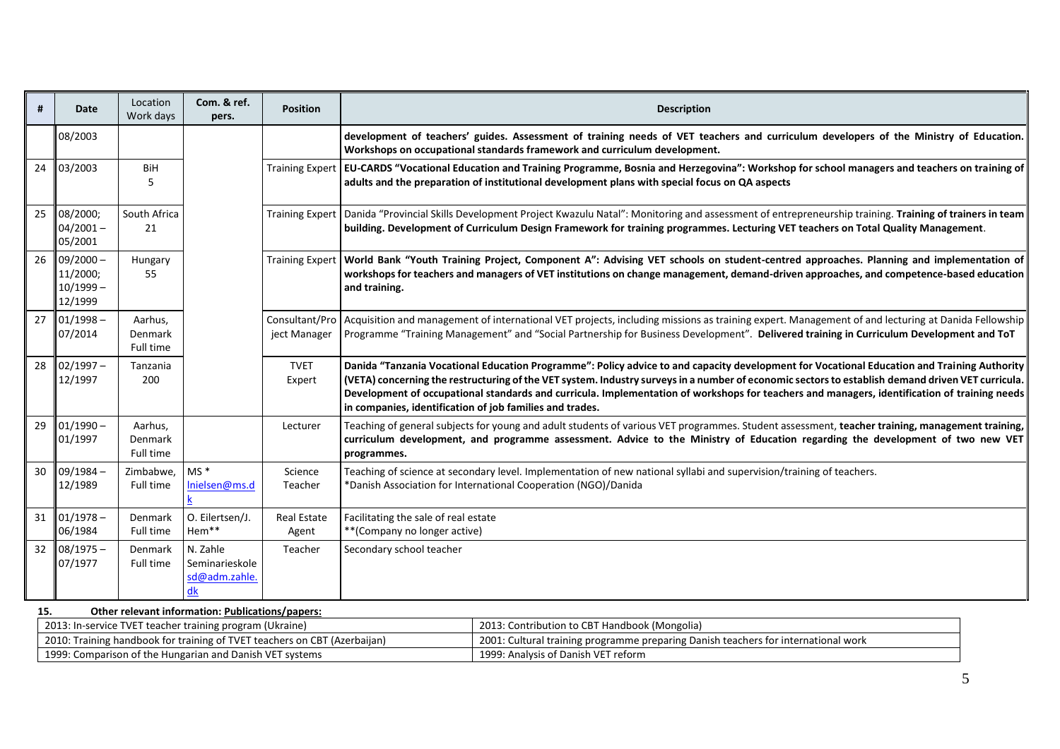| # | Date | Location Work days | Com. & ref. pers. | Position | Description |
|---|---|---|---|---|---|
| | 08/2003 | | | | **development of teachers' guides. Assessment of training needs of VET teachers and curriculum developers of the Ministry of Education. Workshops on occupational standards framework and curriculum development.** |
| 24 | 03/2003 | BiH 5 | | Training Expert | **EU-CARDS "Vocational Education and Training Programme, Bosnia and Herzegovina": Workshop for school managers and teachers on training of adults and the preparation of institutional development plans with special focus on QA aspects** |
| 25 | 08/2000; 04/2001 – 05/2001 | South Africa 21 | | Training Expert | Danida "Provincial Skills Development Project Kwazulu Natal": Monitoring and assessment of entrepreneurship training. **Training of trainers in team building. Development of Curriculum Design Framework for training programmes. Lecturing VET teachers on Total Quality Management**. |
| 26 | 09/2000 – 11/2000; 10/1999 – 12/1999 | Hungary 55 | | Training Expert | **World Bank "Youth Training Project, Component A": Advising VET schools on student-centred approaches. Planning and implementation of workshops for teachers and managers of VET institutions on change management, demand-driven approaches, and competence-based education and training.** |
| 27 | 01/1998 – 07/2014 | Aarhus, Denmark Full time | | Consultant/Project Manager | Acquisition and management of international VET projects, including missions as training expert. Management of and lecturing at Danida Fellowship Programme "Training Management" and "Social Partnership for Business Development". **Delivered training in Curriculum Development and ToT** |
| 28 | 02/1997 – 12/1997 | Tanzania 200 | | TVET Expert | **Danida "Tanzania Vocational Education Programme": Policy advice to and capacity development for Vocational Education and Training Authority (VETA) concerning the restructuring of the VET system. Industry surveys in a number of economic sectors to establish demand driven VET curricula. Development of occupational standards and curricula. Implementation of workshops for teachers and managers, identification of training needs in companies, identification of job families and trades.** |
| 29 | 01/1990 – 01/1997 | Aarhus, Denmark Full time | | Lecturer | Teaching of general subjects for young and adult students of various VET programmes. Student assessment, **teacher training, management training, curriculum development, and programme assessment. Advice to the Ministry of Education regarding the development of two new VET programmes.** |
| 30 | 09/1984 – 12/1989 | Zimbabwe, Full time | MS * lnielsen@ms.dk | Science Teacher | Teaching of science at secondary level. Implementation of new national syllabi and supervision/training of teachers. *Danish Association for International Cooperation (NGO)/Danida |
| 31 | 01/1978 – 06/1984 | Denmark Full time | O. Eilertsen/J. Hem** | Real Estate Agent | Facilitating the sale of real estate **(Company no longer active) |
| 32 | 08/1975 – 07/1977 | Denmark Full time | N. Zahle Seminarieskole sd@adm.zahle.dk | Teacher | Secondary school teacher |

**15. Other relevant information: Publications/papers:**

| | |
|---|---|
| 2013: In-service TVET teacher training program (Ukraine) | 2013: Contribution to CBT Handbook (Mongolia) |
| 2010: Training handbook for training of TVET teachers on CBT (Azerbaijan) | 2001: Cultural training programme preparing Danish teachers for international work |
| 1999: Comparison of the Hungarian and Danish VET systems | 1999: Analysis of Danish VET reform |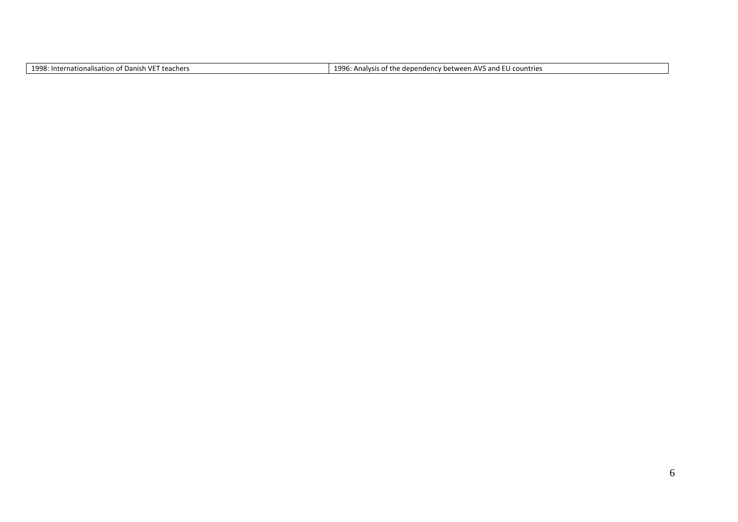| | |
|---|---|
| 1998: Internationalisation of Danish VET teachers | 1996: Analysis of the dependency between AVS and EU countries |